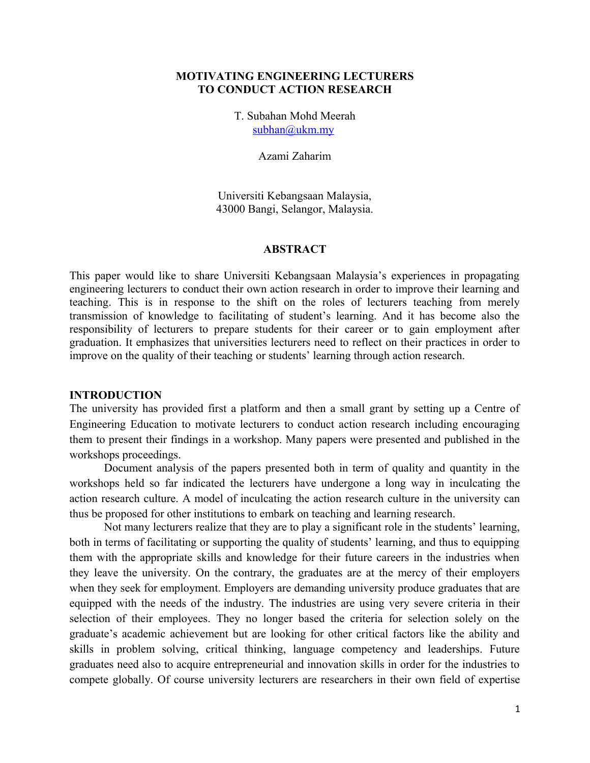# MOTIVATING ENGINEERING LECTURERS TO CONDUCT ACTION RESEARCH

T. Subahan Mohd Meerah
subhan@ukm.my

Azami Zaharim

Universiti Kebangsaan Malaysia,
43000 Bangi, Selangor, Malaysia.

## ABSTRACT

This paper would like to share Universiti Kebangsaan Malaysia's experiences in propagating engineering lecturers to conduct their own action research in order to improve their learning and teaching. This is in response to the shift on the roles of lecturers teaching from merely transmission of knowledge to facilitating of student's learning. And it has become also the responsibility of lecturers to prepare students for their career or to gain employment after graduation. It emphasizes that universities lecturers need to reflect on their practices in order to improve on the quality of their teaching or students' learning through action research.

## INTRODUCTION

The university has provided first a platform and then a small grant by setting up a Centre of Engineering Education to motivate lecturers to conduct action research including encouraging them to present their findings in a workshop. Many papers were presented and published in the workshops proceedings.

Document analysis of the papers presented both in term of quality and quantity in the workshops held so far indicated the lecturers have undergone a long way in inculcating the action research culture. A model of inculcating the action research culture in the university can thus be proposed for other institutions to embark on teaching and learning research.

Not many lecturers realize that they are to play a significant role in the students' learning, both in terms of facilitating or supporting the quality of students' learning, and thus to equipping them with the appropriate skills and knowledge for their future careers in the industries when they leave the university. On the contrary, the graduates are at the mercy of their employers when they seek for employment. Employers are demanding university produce graduates that are equipped with the needs of the industry. The industries are using very severe criteria in their selection of their employees. They no longer based the criteria for selection solely on the graduate's academic achievement but are looking for other critical factors like the ability and skills in problem solving, critical thinking, language competency and leaderships. Future graduates need also to acquire entrepreneurial and innovation skills in order for the industries to compete globally. Of course university lecturers are researchers in their own field of expertise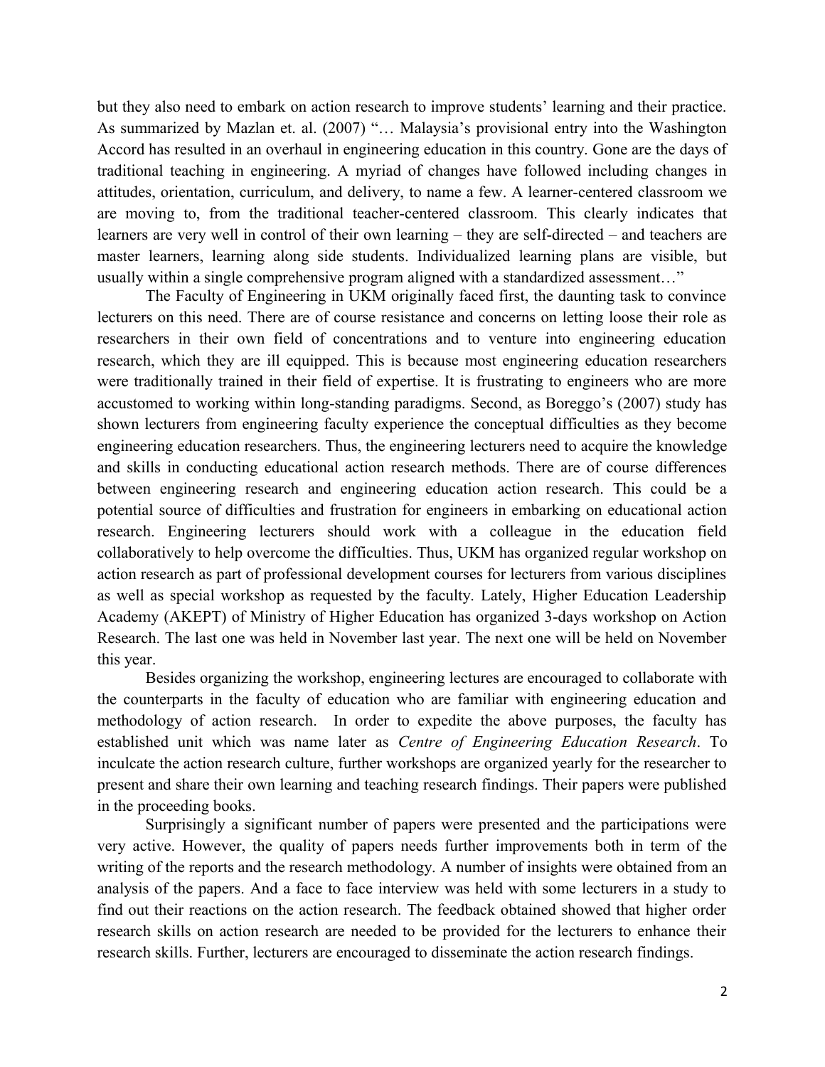but they also need to embark on action research to improve students' learning and their practice. As summarized by Mazlan et. al. (2007) "… Malaysia's provisional entry into the Washington Accord has resulted in an overhaul in engineering education in this country. Gone are the days of traditional teaching in engineering. A myriad of changes have followed including changes in attitudes, orientation, curriculum, and delivery, to name a few. A learner-centered classroom we are moving to, from the traditional teacher-centered classroom. This clearly indicates that learners are very well in control of their own learning – they are self-directed – and teachers are master learners, learning along side students. Individualized learning plans are visible, but usually within a single comprehensive program aligned with a standardized assessment…"

The Faculty of Engineering in UKM originally faced first, the daunting task to convince lecturers on this need. There are of course resistance and concerns on letting loose their role as researchers in their own field of concentrations and to venture into engineering education research, which they are ill equipped. This is because most engineering education researchers were traditionally trained in their field of expertise. It is frustrating to engineers who are more accustomed to working within long-standing paradigms. Second, as Boreggo's (2007) study has shown lecturers from engineering faculty experience the conceptual difficulties as they become engineering education researchers. Thus, the engineering lecturers need to acquire the knowledge and skills in conducting educational action research methods. There are of course differences between engineering research and engineering education action research. This could be a potential source of difficulties and frustration for engineers in embarking on educational action research. Engineering lecturers should work with a colleague in the education field collaboratively to help overcome the difficulties. Thus, UKM has organized regular workshop on action research as part of professional development courses for lecturers from various disciplines as well as special workshop as requested by the faculty. Lately, Higher Education Leadership Academy (AKEPT) of Ministry of Higher Education has organized 3-days workshop on Action Research. The last one was held in November last year. The next one will be held on November this year.

Besides organizing the workshop, engineering lectures are encouraged to collaborate with the counterparts in the faculty of education who are familiar with engineering education and methodology of action research. In order to expedite the above purposes, the faculty has established unit which was name later as *Centre of Engineering Education Research*. To inculcate the action research culture, further workshops are organized yearly for the researcher to present and share their own learning and teaching research findings. Their papers were published in the proceeding books.

Surprisingly a significant number of papers were presented and the participations were very active. However, the quality of papers needs further improvements both in term of the writing of the reports and the research methodology. A number of insights were obtained from an analysis of the papers. And a face to face interview was held with some lecturers in a study to find out their reactions on the action research. The feedback obtained showed that higher order research skills on action research are needed to be provided for the lecturers to enhance their research skills. Further, lecturers are encouraged to disseminate the action research findings.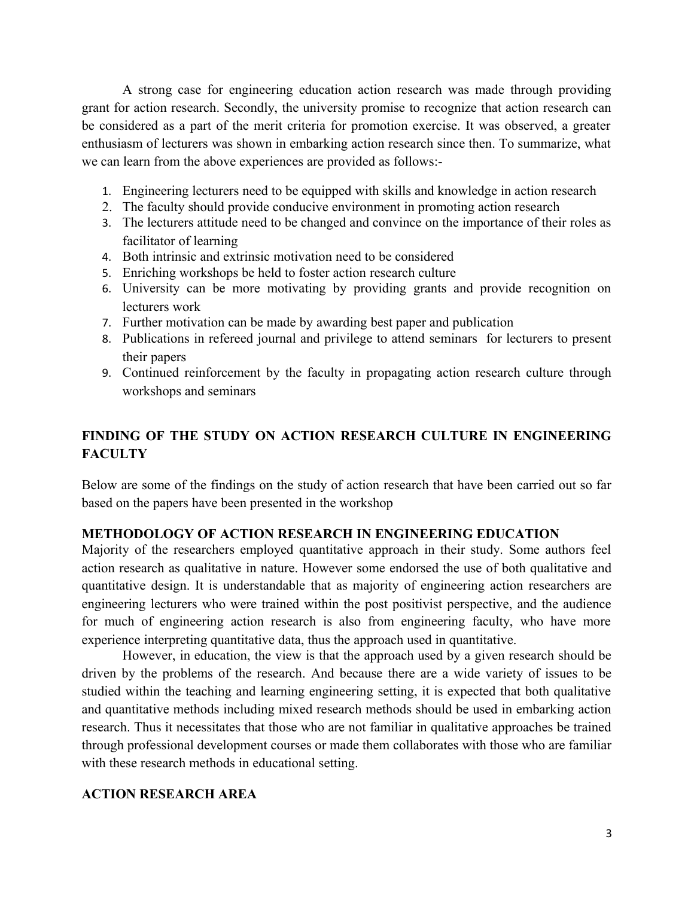A strong case for engineering education action research was made through providing grant for action research. Secondly, the university promise to recognize that action research can be considered as a part of the merit criteria for promotion exercise. It was observed, a greater enthusiasm of lecturers was shown in embarking action research since then. To summarize, what we can learn from the above experiences are provided as follows:-

1. Engineering lecturers need to be equipped with skills and knowledge in action research
2. The faculty should provide conducive environment in promoting action research
3. The lecturers attitude need to be changed and convince on the importance of their roles as facilitator of learning
4. Both intrinsic and extrinsic motivation need to be considered
5. Enriching workshops be held to foster action research culture
6. University can be more motivating by providing grants and provide recognition on lecturers work
7. Further motivation can be made by awarding best paper and publication
8. Publications in refereed journal and privilege to attend seminars for lecturers to present their papers
9. Continued reinforcement by the faculty in propagating action research culture through workshops and seminars

## FINDING OF THE STUDY ON ACTION RESEARCH CULTURE IN ENGINEERING FACULTY

Below are some of the findings on the study of action research that have been carried out so far based on the papers have been presented in the workshop

### METHODOLOGY OF ACTION RESEARCH IN ENGINEERING EDUCATION

Majority of the researchers employed quantitative approach in their study. Some authors feel action research as qualitative in nature. However some endorsed the use of both qualitative and quantitative design. It is understandable that as majority of engineering action researchers are engineering lecturers who were trained within the post positivist perspective, and the audience for much of engineering action research is also from engineering faculty, who have more experience interpreting quantitative data, thus the approach used in quantitative.

However, in education, the view is that the approach used by a given research should be driven by the problems of the research. And because there are a wide variety of issues to be studied within the teaching and learning engineering setting, it is expected that both qualitative and quantitative methods including mixed research methods should be used in embarking action research. Thus it necessitates that those who are not familiar in qualitative approaches be trained through professional development courses or made them collaborates with those who are familiar with these research methods in educational setting.

### ACTION RESEARCH AREA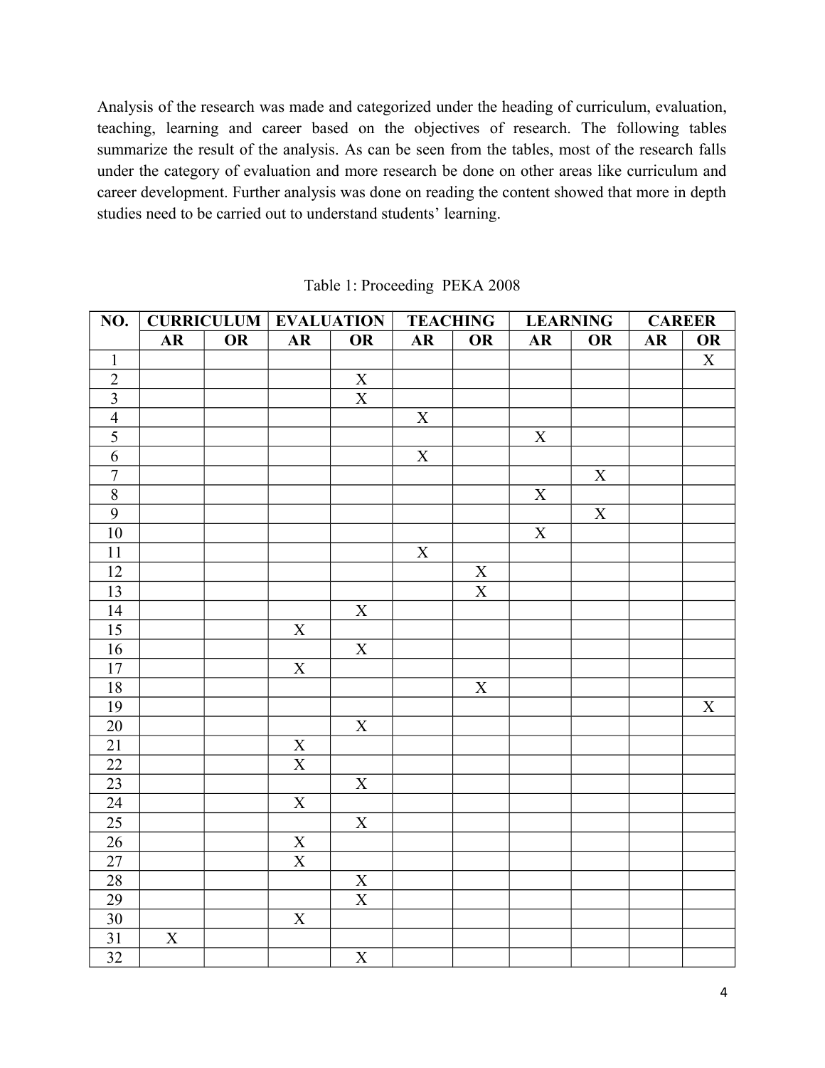Analysis of the research was made and categorized under the heading of curriculum, evaluation, teaching, learning and career based on the objectives of research. The following tables summarize the result of the analysis. As can be seen from the tables, most of the research falls under the category of evaluation and more research be done on other areas like curriculum and career development. Further analysis was done on reading the content showed that more in depth studies need to be carried out to understand students' learning.

Table 1: Proceeding PEKA 2008

| NO. | CURRICULUM | | EVALUATION | | TEACHING | | LEARNING | | CAREER | |
|---|---|---|---|---|---|---|---|---|---|---|
| | AR | OR | AR | OR | AR | OR | AR | OR | AR | OR |
| 1 | | | | | | | | | | X |
| 2 | | | | X | | | | | | |
| 3 | | | | X | | | | | | |
| 4 | | | | | X | | | | | |
| 5 | | | | | | | X | | | |
| 6 | | | | | X | | | | | |
| 7 | | | | | | | | X | | |
| 8 | | | | | | | X | | | |
| 9 | | | | | | | | X | | |
| 10 | | | | | | | X | | | |
| 11 | | | | | X | | | | | |
| 12 | | | | | | X | | | | |
| 13 | | | | | | X | | | | |
| 14 | | | | X | | | | | | |
| 15 | | | X | | | | | | | |
| 16 | | | | X | | | | | | |
| 17 | | | X | | | | | | | |
| 18 | | | | | | X | | | | |
| 19 | | | | | | | | | | X |
| 20 | | | | X | | | | | | |
| 21 | | | X | | | | | | | |
| 22 | | | X | | | | | | | |
| 23 | | | | X | | | | | | |
| 24 | | | X | | | | | | | |
| 25 | | | | X | | | | | | |
| 26 | | | X | | | | | | | |
| 27 | | | X | | | | | | | |
| 28 | | | | X | | | | | | |
| 29 | | | | X | | | | | | |
| 30 | | | X | | | | | | | |
| 31 | X | | | | | | | | | |
| 32 | | | | X | | | | | | |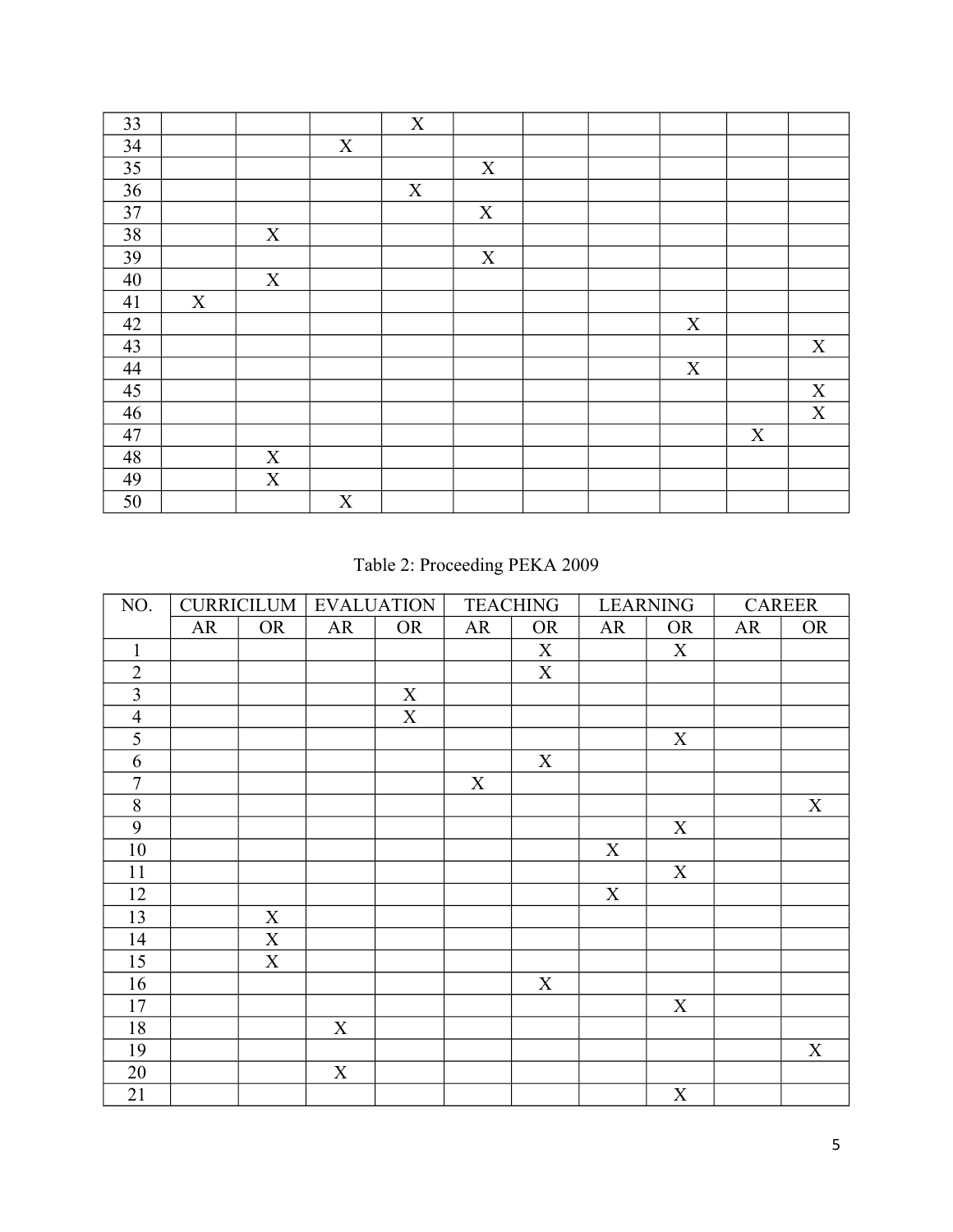| 33 | | | | X | | | | | | |
|---|---|---|---|---|---|---|---|---|---|---|
| 34 | | | X | | | | | | | |
| 35 | | | | | X | | | | | |
| 36 | | | | X | | | | | | |
| 37 | | | | | X | | | | | |
| 38 | | X | | | | | | | | |
| 39 | | | | | X | | | | | |
| 40 | | X | | | | | | | | |
| 41 | X | | | | | | | | | |
| 42 | | | | | | | | X | | |
| 43 | | | | | | | | | | X |
| 44 | | | | | | | | X | | |
| 45 | | | | | | | | | | X |
| 46 | | | | | | | | | | X |
| 47 | | | | | | | | | X | |
| 48 | | X | | | | | | | | |
| 49 | | X | | | | | | | | |
| 50 | | | X | | | | | | | |

Table 2: Proceeding PEKA 2009

| NO. | CURRICILUM | | EVALUATION | | TEACHING | | LEARNING | | CAREER | |
|---|---|---|---|---|---|---|---|---|---|---|
| | AR | OR | AR | OR | AR | OR | AR | OR | AR | OR |
| 1 | | | | | | X | | X | | |
| 2 | | | | | | X | | | | |
| 3 | | | | X | | | | | | |
| 4 | | | | X | | | | | | |
| 5 | | | | | | | | X | | |
| 6 | | | | | | X | | | | |
| 7 | | | | | X | | | | | |
| 8 | | | | | | | | | | X |
| 9 | | | | | | | | X | | |
| 10 | | | | | | | X | | | |
| 11 | | | | | | | | X | | |
| 12 | | | | | | | X | | | |
| 13 | | X | | | | | | | | |
| 14 | | X | | | | | | | | |
| 15 | | X | | | | | | | | |
| 16 | | | | | | X | | | | |
| 17 | | | | | | | | X | | |
| 18 | | | X | | | | | | | |
| 19 | | | | | | | | | | X |
| 20 | | | X | | | | | | | |
| 21 | | | | | | | | X | | |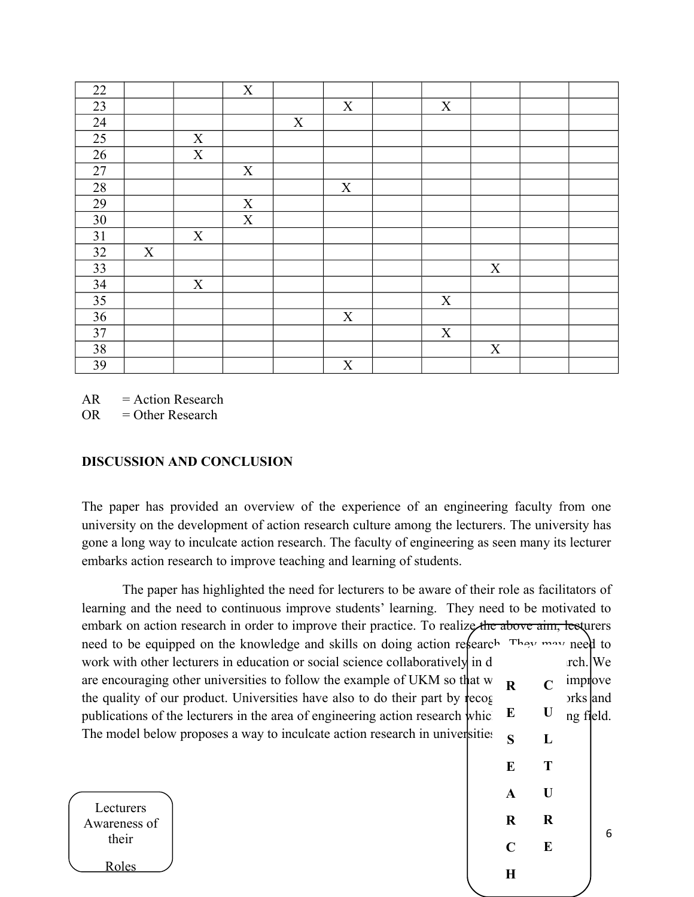| | | | | | | | | | | |
|---|---|---|---|---|---|---|---|---|---|---|
| 22 | | | X | | | | | | | |
| 23 | | | | | X | | X | | | |
| 24 | | | | X | | | | | | |
| 25 | | X | | | | | | | | |
| 26 | | X | | | | | | | | |
| 27 | | | X | | | | | | | |
| 28 | | | | | X | | | | | |
| 29 | | | X | | | | | | | |
| 30 | | | X | | | | | | | |
| 31 | | X | | | | | | | | |
| 32 | X | | | | | | | | | |
| 33 | | | | | | | | X | | |
| 34 | | X | | | | | | | | |
| 35 | | | | | | | X | | | |
| 36 | | | | | X | | | | | |
| 37 | | | | | | | X | | | |
| 38 | | | | | | | | X | | |
| 39 | | | | | X | | | | | |

AR = Action Research
OR = Other Research

**DISCUSSION AND CONCLUSION**

The paper has provided an overview of the experience of an engineering faculty from one university on the development of action research culture among the lecturers. The university has gone a long way to inculcate action research. The faculty of engineering as seen many its lecturer embarks action research to improve teaching and learning of students.

The paper has highlighted the need for lecturers to be aware of their role as facilitators of learning and the need to continuous improve students' learning. They need to be motivated to embark on action research in order to improve their practice. To realize the above aim, lecturers need to be equipped on the knowledge and skills on doing action research. They may need to work with other lecturers in education or social science collaboratively in d... rch. We are encouraging other universities to follow the example of UKM so that w... improve the quality of our product. Universities have also to do their part by recog... orks and publications of the lecturers in the area of engineering action research whic... ng field. The model below proposes a way to inculcate action research in universities

Lecturers Awareness of their Roles

RESEARCH CULTURE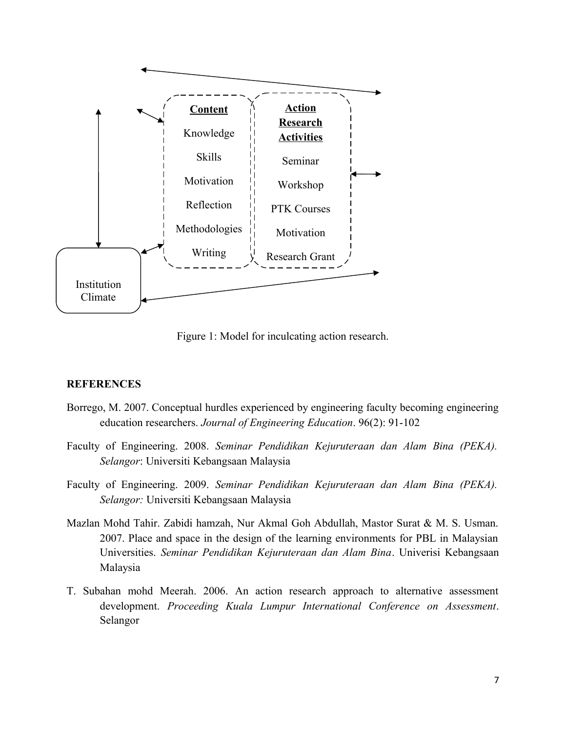**Content**

Knowledge

Skills

Motivation

Reflection

Methodologies

Writing

**Action Research Activities**

Seminar

Workshop

PTK Courses

Motivation

Research Grant

Institution Climate

Figure 1: Model for inculcating action research.

## REFERENCES

Borrego, M. 2007. Conceptual hurdles experienced by engineering faculty becoming engineering education researchers. *Journal of Engineering Education*. 96(2): 91-102

Faculty of Engineering. 2008. *Seminar Pendidikan Kejuruteraan dan Alam Bina (PEKA). Selangor*: Universiti Kebangsaan Malaysia

Faculty of Engineering. 2009. *Seminar Pendidikan Kejuruteraan dan Alam Bina (PEKA). Selangor:* Universiti Kebangsaan Malaysia

Mazlan Mohd Tahir. Zabidi hamzah, Nur Akmal Goh Abdullah, Mastor Surat & M. S. Usman. 2007. Place and space in the design of the learning environments for PBL in Malaysian Universities. *Seminar Pendidikan Kejuruteraan dan Alam Bina*. Univerisi Kebangsaan Malaysia

T. Subahan mohd Meerah. 2006. An action research approach to alternative assessment development. *Proceeding Kuala Lumpur International Conference on Assessment*. Selangor